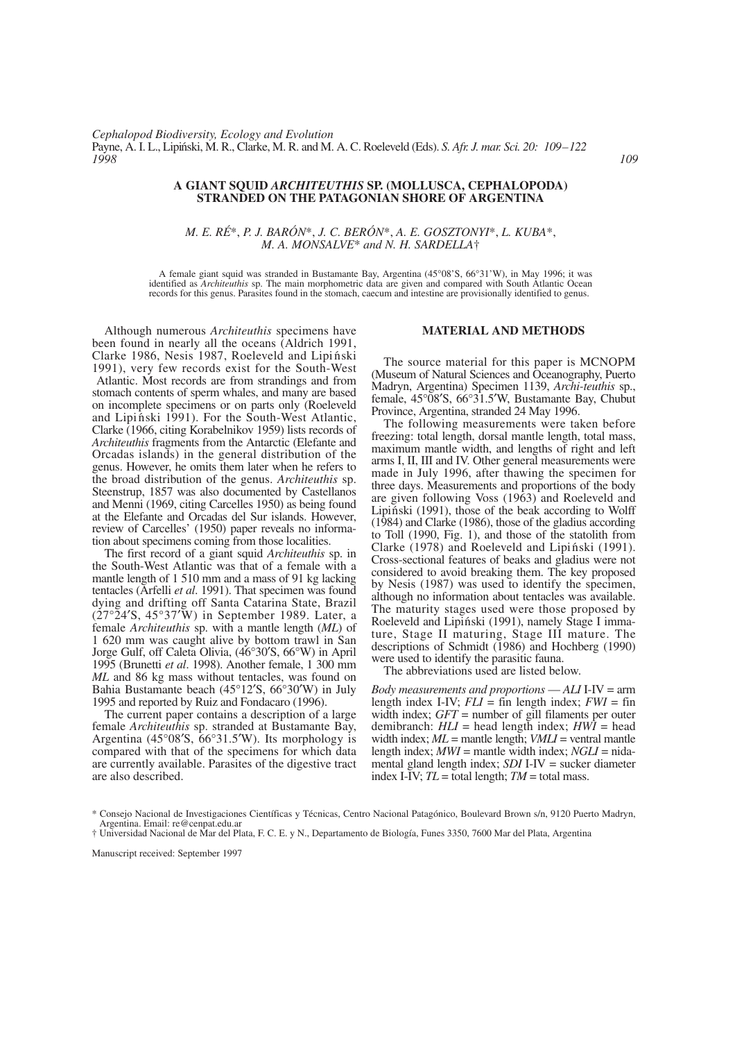# A GIANT SQUID *ARCHITEUTHIS* SP. (MOLLUSCA, CEPHALOPODA) STRANDED ON THE PATAGONIAN SHORE OF ARGENTINA

*M. E. RÉ*\*, *P. J. BARÓN*\*, *J. C. BERÓN*\*, *A. E. GOSZTONYI*\*, *L. KUBA*\*, *M. A. MONSALVE*\* *and N. H. SARDELLA*†

A female giant squid was stranded in Bustamante Bay, Argentina (45°08'S, 66°31'W), in May 1996; it was identified as *Architeuthis* sp. The main morphometric data are given and compared with South Atlantic Ocean records for this genus. Parasites found in the stomach, caecum and intestine are provisionally identified to genus.

Although numerous *Architeuthis* specimens have been found in nearly all the oceans (Aldrich 1991, Clarke 1986, Nesis 1987, Roeleveld and Lipiński 1991), very few records exist for the South-West Atlantic. Most records are from strandings and from stomach contents of sperm whales, and many are based on incomplete specimens or on parts only (Roeleveld and Lipiński 1991). For the South-West Atlantic, Clarke (1966, citing Korabelnikov 1959) lists records of *Architeuthis* fragments from the Antarctic (Elefante and Orcadas islands) in the general distribution of the genus. However, he omits them later when he refers to the broad distribution of the genus. *Architeuthis* sp. Steenstrup, 1857 was also documented by Castellanos and Menni (1969, citing Carcelles 1950) as being found at the Elefante and Orcadas del Sur islands. However, review of Carcelles' (1950) paper reveals no information about specimens coming from those localities.

The first record of a giant squid *Architeuthis* sp. in the South-West Atlantic was that of a female with a mantle length of 1 510 mm and a mass of 91 kg lacking tentacles (Arfelli *et al*. 1991). That specimen was found dying and drifting off Santa Catarina State, Brazil (27°24′S, 45°37′W) in September 1989. Later, a female *Architeuthis* sp. with a mantle length (*ML*) of 1 620 mm was caught alive by bottom trawl in San Jorge Gulf, off Caleta Olivia, (46°30′S, 66°W) in April 1995 (Brunetti *et al*. 1998). Another female, 1 300 mm *ML* and 86 kg mass without tentacles, was found on Bahia Bustamante beach (45°12′S, 66°30′W) in July 1995 and reported by Ruiz and Fondacaro (1996).

The current paper contains a description of a large female *Architeuthis* sp. stranded at Bustamante Bay, Argentina (45°08′S, 66°31.5′W). Its morphology is compared with that of the specimens for which data are currently available. Parasites of the digestive tract are also described.

## MATERIAL AND METHODS

The source material for this paper is MCNOPM (Museum of Natural Sciences and Oceanography, Puerto Madryn, Argentina) Specimen 1139, *Archi-teuthis* sp., female, 45°08′S, 66°31.5′W, Bustamante Bay, Chubut Province, Argentina, stranded 24 May 1996.

The following measurements were taken before freezing: total length, dorsal mantle length, total mass, maximum mantle width, and lengths of right and left arms I, II, III and IV. Other general measurements were made in July 1996, after thawing the specimen for three days. Measurements and proportions of the body are given following Voss (1963) and Roeleveld and Lipiński (1991), those of the beak according to Wolff (1984) and Clarke (1986), those of the gladius according to Toll (1990, Fig. 1), and those of the statolith from Clarke (1978) and Roeleveld and Lipiński (1991). Cross-sectional features of beaks and gladius were not considered to avoid breaking them. The key proposed by Nesis (1987) was used to identify the specimen, although no information about tentacles was available. The maturity stages used were those proposed by Roeleveld and Lipiński (1991), namely Stage I immature, Stage II maturing, Stage III mature. The descriptions of Schmidt (1986) and Hochberg (1990) were used to identify the parasitic fauna.

The abbreviations used are listed below.

*Body measurements and proportions* — *ALI* I-IV = arm length index I-IV; *FLI* = fin length index; *FWI* = fin width index; *GFT* = number of gill filaments per outer demibranch: *HLI* = head length index; *HWI* = head width index; *ML* = mantle length; *VMLI* = ventral mantle length index; *MWI* = mantle width index; *NGLI* = nidamental gland length index; *SDI* I-IV = sucker diameter index I-IV; *TL* = total length; *TM* = total mass.

\* Consejo Nacional de Investigaciones Científicas y Técnicas, Centro Nacional Patagónico, Boulevard Brown s/n, 9120 Puerto Madryn, Argentina. Email: re@cenpat.edu.ar

† Universidad Nacional de Mar del Plata, F. C. E. y N., Departamento de Biología, Funes 3350, 7600 Mar del Plata, Argentina

Manuscript received: September 1997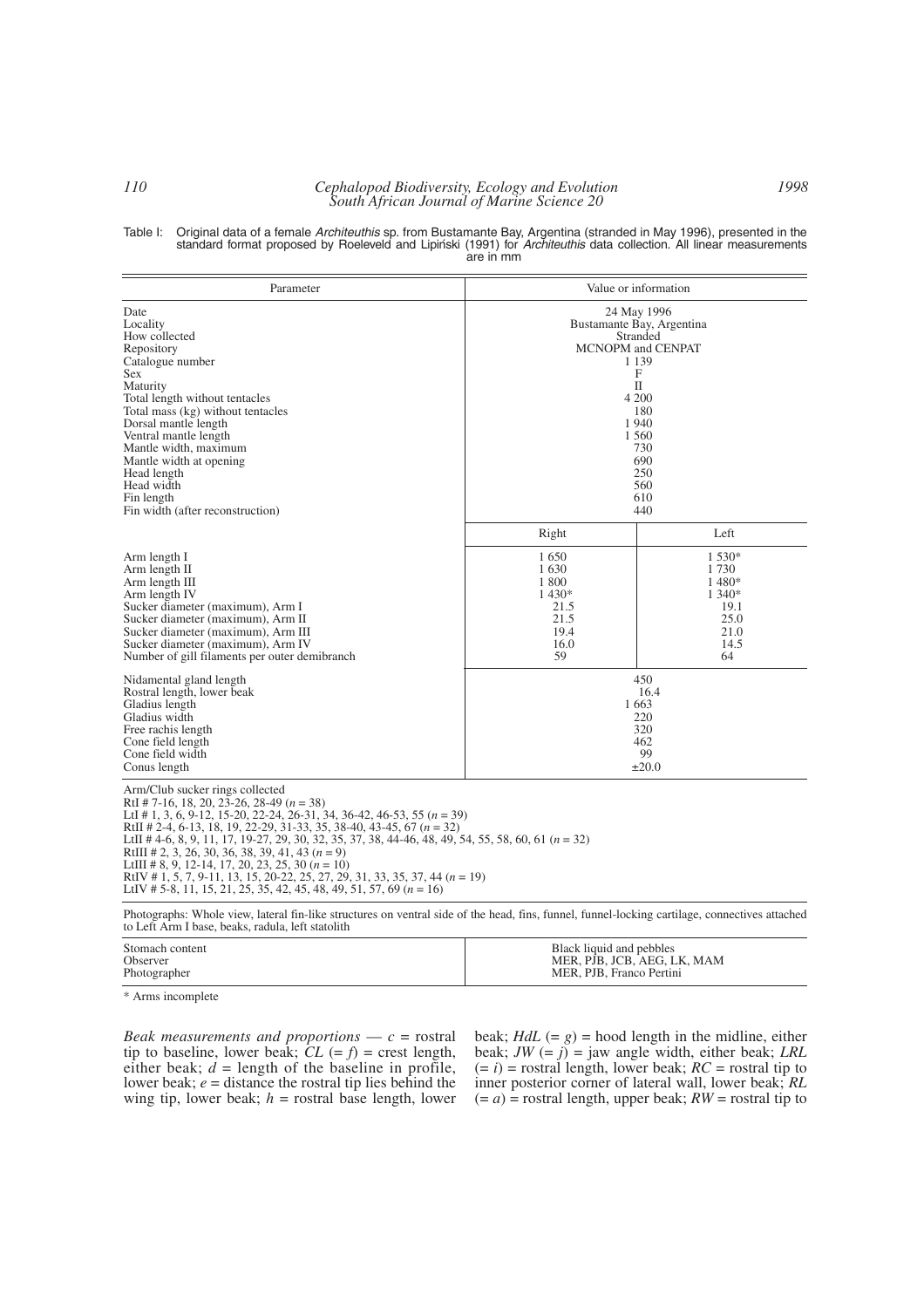Table I: Original data of a female *Architeuthis* sp. from Bustamante Bay, Argentina (stranded in May 1996), presented in the standard format proposed by Roeleveld and Lipiński (1991) for *Architeuthis* data collection. All linear measurements are in mm

| Parameter | Value or information | |
|---|---|---|
| Date | 24 May 1996 | |
| Locality | Bustamante Bay, Argentina | |
| How collected | Stranded | |
| Repository | MCNOPM and CENPAT | |
| Catalogue number | 1 139 | |
| Sex | F | |
| Maturity | II | |
| Total length without tentacles | 4 200 | |
| Total mass (kg) without tentacles | 180 | |
| Dorsal mantle length | 1 940 | |
| Ventral mantle length | 1 560 | |
| Mantle width, maximum | 730 | |
| Mantle width at opening | 690 | |
| Head length | 250 | |
| Head width | 560 | |
| Fin length | 610 | |
| Fin width (after reconstruction) | 440 | |
| | Right | Left |
| Arm length I | 1 650 | 1 530* |
| Arm length II | 1 630 | 1 730 |
| Arm length III | 1 800 | 1 480* |
| Arm length IV | 1 430* | 1 340* |
| Sucker diameter (maximum), Arm I | 21.5 | 19.1 |
| Sucker diameter (maximum), Arm II | 21.5 | 25.0 |
| Sucker diameter (maximum), Arm III | 19.4 | 21.0 |
| Sucker diameter (maximum), Arm IV | 16.0 | 14.5 |
| Number of gill filaments per outer demibranch | 59 | 64 |
| Nidamental gland length | 450 | |
| Rostral length, lower beak | 16.4 | |
| Gladius length | 1 663 | |
| Gladius width | 220 | |
| Free rachis length | 320 | |
| Cone field length | 462 | |
| Cone field width | 99 | |
| Conus length | ±20.0 | |

Arm/Club sucker rings collected
RtI # 7-16, 18, 20, 23-26, 28-49 ($n = 38$)
LtI # 1, 3, 6, 9-12, 15-20, 22-24, 26-31, 34, 36-42, 46-53, 55 ($n = 39$)
RtII # 2-4, 6-13, 18, 19, 22-29, 31-33, 35, 38-40, 43-45, 67 ($n = 32$)
LtII # 4-6, 8, 9, 11, 17, 19-27, 29, 30, 32, 35, 37, 38, 44-46, 48, 49, 54, 55, 58, 60, 61 ($n = 32$)
RtIII # 2, 3, 26, 30, 36, 38, 39, 41, 43 ($n = 9$)
LtIII # 8, 9, 12-14, 17, 20, 23, 25, 30 ($n = 10$)
RtIV # 1, 5, 7, 9-11, 13, 15, 20-22, 25, 27, 29, 31, 33, 35, 37, 44 ($n = 19$)
LtIV # 5-8, 11, 15, 21, 25, 35, 42, 45, 48, 49, 51, 57, 69 ($n = 16$)

Photographs: Whole view, lateral fin-like structures on ventral side of the head, fins, funnel, funnel-locking cartilage, connectives attached to Left Arm I base, beaks, radula, left statolith

| | |
|---|---|
| Stomach content | Black liquid and pebbles |
| Observer | MER, PJB, JCB, AEG, LK, MAM |
| Photographer | MER, PJB, Franco Pertini |

\* Arms incomplete

*Beak measurements and proportions* — $c$ = rostral tip to baseline, lower beak; $CL$ (= $f$) = crest length, either beak; $d$ = length of the baseline in profile, lower beak; $e$ = distance the rostral tip lies behind the wing tip, lower beak; $h$ = rostral base length, lower beak; $HdL$ (= $g$) = hood length in the midline, either beak; $JW$ (= $j$) = jaw angle width, either beak; $LRL$ (= $i$) = rostral length, lower beak; $RC$ = rostral tip to inner posterior corner of lateral wall, lower beak; $RL$ (= $a$) = rostral length, upper beak; $RW$ = rostral tip to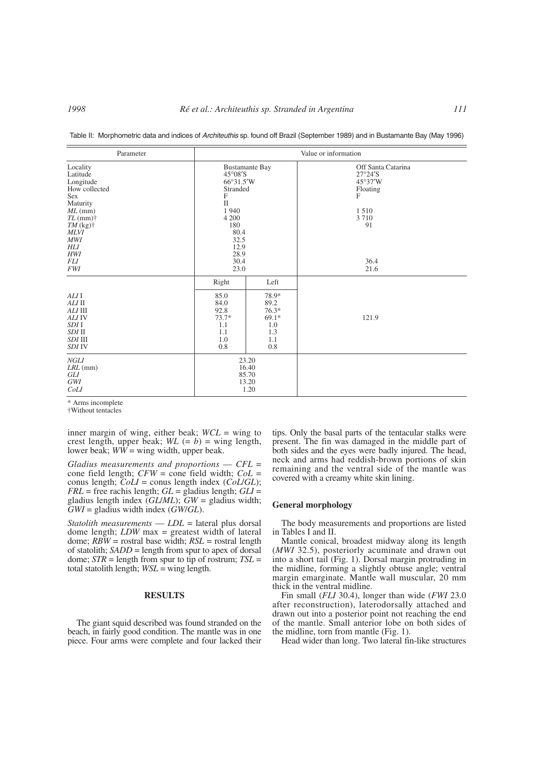Table II: Morphometric data and indices of *Architeuthis* sp. found off Brazil (September 1989) and in Bustamante Bay (May 1996)

| Parameter | Value or information | | |
|---|---|---|---|
| Locality | Bustamante Bay | | Off Santa Catarina |
| Latitude | 45°08′S | | 27°24′S |
| Longitude | 66°31.5′W | | 45°37′W |
| How collected | Stranded | | Floating |
| Sex | F | | F |
| Maturity | II | | |
| *ML* (mm) | 1 940 | | 1 510 |
| *TL* (mm)† | 4 200 | | 3 710 |
| *TM* (kg)† | 180 | | 91 |
| *MLVI* | 80.4 | | |
| *MWI* | 32.5 | | |
| *HLI* | 12.9 | | |
| *HWI* | 28.9 | | |
| *FLI* | 30.4 | | 36.4 |
| *FWI* | 23.0 | | 21.6 |
| | Right | Left | |
| *ALI* I | 85.0 | 78.9* | |
| *ALI* II | 84.0 | 89.2 | |
| *ALI* III | 92.8 | 76.3* | 121.9 |
| *ALI* IV | 73.7* | 69.1* | |
| *SDI* I | 1.1 | 1.0 | |
| *SDI* II | 1.1 | 1.3 | |
| *SDI* III | 1.0 | 1.1 | |
| *SDI* IV | 0.8 | 0.8 | |
| *NGLI* | 23.20 | | |
| *LRL* (mm) | 16.40 | | |
| *GLI* | 85.70 | | |
| *GWI* | 13.20 | | |
| *CoLI* | 1.20 | | |

\* Arms incomplete

†Without tentacles

inner margin of wing, either beak; *WCL* = wing to crest length, upper beak; *WL* (= *b*) = wing length, lower beak; *WW* = wing width, upper beak.

*Gladius measurements and proportions* — *CFL* = cone field length; *CFW* = cone field width; *CoL* = conus length; *CoLI* = conus length index (*CoL*/*GL*); *FRL* = free rachis length; *GL* = gladius length; *GLI* = gladius length index (*GL*/*ML*); *GW* = gladius width; *GWI* = gladius width index (*GW*/*GL*).

*Statolith measurements* — *LDL* = lateral plus dorsal dome length; *LDW* max = greatest width of lateral dome; *RBW* = rostral base width; *RSL* = rostral length of statolith; *SADD* = length from spur to apex of dorsal dome; *STR* = length from spur to tip of rostrum; *TSL* = total statolith length; *WSL* = wing length.

## RESULTS

The giant squid described was found stranded on the beach, in fairly good condition. The mantle was in one piece. Four arms were complete and four lacked their tips. Only the basal parts of the tentacular stalks were present. The fin was damaged in the middle part of both sides and the eyes were badly injured. The head, neck and arms had reddish-brown portions of skin remaining and the ventral side of the mantle was covered with a creamy white skin lining.

### General morphology

The body measurements and proportions are listed in Tables I and II.

Mantle conical, broadest midway along its length (*MWI* 32.5), posteriorly acuminate and drawn out into a short tail (Fig. 1). Dorsal margin protruding in the midline, forming a slightly obtuse angle; ventral margin emarginate. Mantle wall muscular, 20 mm thick in the ventral midline.

Fin small (*FLI* 30.4), longer than wide (*FWI* 23.0 after reconstruction), laterodorsally attached and drawn out into a posterior point not reaching the end of the mantle. Small anterior lobe on both sides of the midline, torn from mantle (Fig. 1).

Head wider than long. Two lateral fin-like structures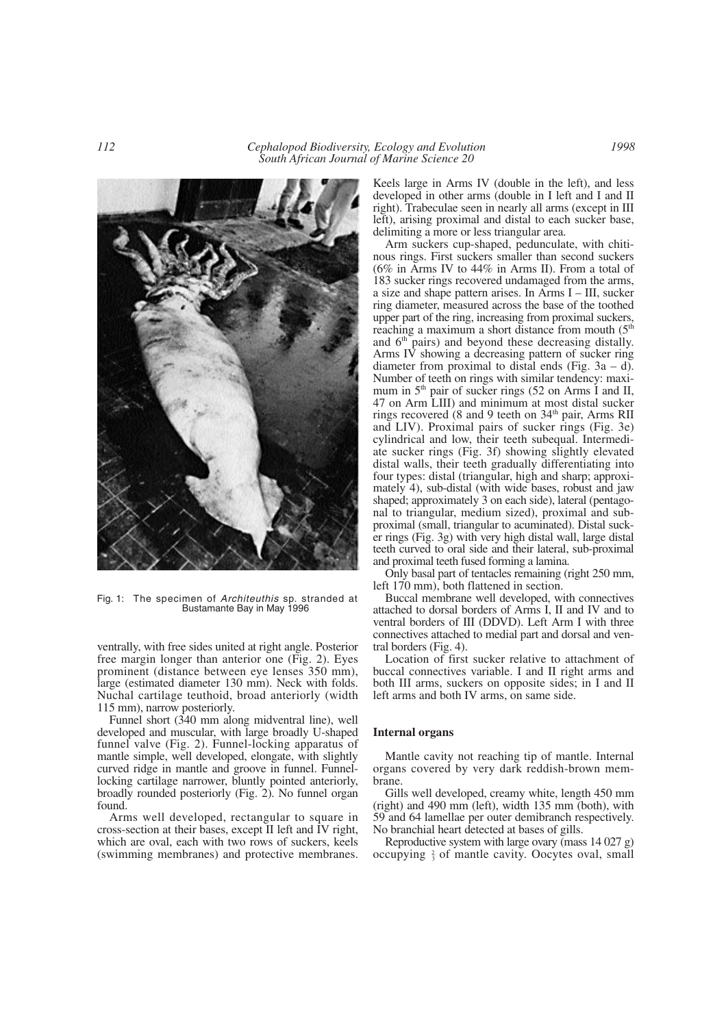Fig. 1: The specimen of *Architeuthis* sp. stranded at Bustamante Bay in May 1996

ventrally, with free sides united at right angle. Posterior free margin longer than anterior one (Fig. 2). Eyes prominent (distance between eye lenses 350 mm), large (estimated diameter 130 mm). Neck with folds. Nuchal cartilage teuthoid, broad anteriorly (width 115 mm), narrow posteriorly.

Funnel short (340 mm along midventral line), well developed and muscular, with large broadly U-shaped funnel valve (Fig. 2). Funnel-locking apparatus of mantle simple, well developed, elongate, with slightly curved ridge in mantle and groove in funnel. Funnel-locking cartilage narrower, bluntly pointed anteriorly, broadly rounded posteriorly (Fig. 2). No funnel organ found.

Arms well developed, rectangular to square in cross-section at their bases, except II left and IV right, which are oval, each with two rows of suckers, keels (swimming membranes) and protective membranes. Keels large in Arms IV (double in the left), and less developed in other arms (double in I left and I and II right). Trabeculae seen in nearly all arms (except in III left), arising proximal and distal to each sucker base, delimiting a more or less triangular area.

Arm suckers cup-shaped, pedunculate, with chitinous rings. First suckers smaller than second suckers (6% in Arms IV to 44% in Arms II). From a total of 183 sucker rings recovered undamaged from the arms, a size and shape pattern arises. In Arms I – III, sucker ring diameter, measured across the base of the toothed upper part of the ring, increasing from proximal suckers, reaching a maximum a short distance from mouth (5th and 6th pairs) and beyond these decreasing distally. Arms IV showing a decreasing pattern of sucker ring diameter from proximal to distal ends (Fig. 3a – d). Number of teeth on rings with similar tendency: maximum in 5th pair of sucker rings (52 on Arms I and II, 47 on Arm LIII) and minimum at most distal sucker rings recovered (8 and 9 teeth on 34th pair, Arms RII and LIV). Proximal pairs of sucker rings (Fig. 3e) cylindrical and low, their teeth subequal. Intermediate sucker rings (Fig. 3f) showing slightly elevated distal walls, their teeth gradually differentiating into four types: distal (triangular, high and sharp; approximately 4), sub-distal (with wide bases, robust and jaw shaped; approximately 3 on each side), lateral (pentagonal to triangular, medium sized), proximal and sub-proximal (small, triangular to acuminated). Distal sucker rings (Fig. 3g) with very high distal wall, large distal teeth curved to oral side and their lateral, sub-proximal and proximal teeth fused forming a lamina.

Only basal part of tentacles remaining (right 250 mm, left 170 mm), both flattened in section.

Buccal membrane well developed, with connectives attached to dorsal borders of Arms I, II and IV and to ventral borders of III (DDVD). Left Arm I with three connectives attached to medial part and dorsal and ventral borders (Fig. 4).

Location of first sucker relative to attachment of buccal connectives variable. I and II right arms and both III arms, suckers on opposite sides; in I and II left arms and both IV arms, on same side.

### Internal organs

Mantle cavity not reaching tip of mantle. Internal organs covered by very dark reddish-brown membrane.

Gills well developed, creamy white, length 450 mm (right) and 490 mm (left), width 135 mm (both), with 59 and 64 lamellae per outer demibranch respectively. No branchial heart detected at bases of gills.

Reproductive system with large ovary (mass 14 027 g) occupying $\frac{2}{3}$ of mantle cavity. Oocytes oval, small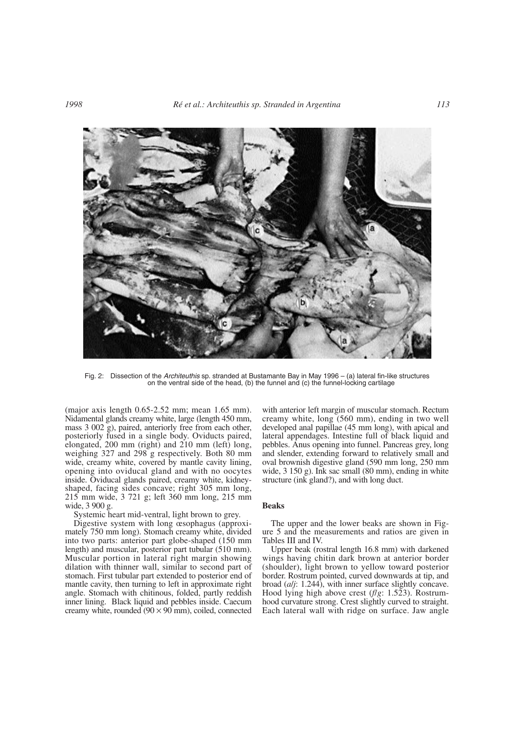Fig. 2: Dissection of the *Architeuthis* sp. stranded at Bustamante Bay in May 1996 – (a) lateral fin-like structures on the ventral side of the head, (b) the funnel and (c) the funnel-locking cartilage

(major axis length 0.65-2.52 mm; mean 1.65 mm). Nidamental glands creamy white, large (length 450 mm, mass 3 002 g), paired, anteriorly free from each other, posteriorly fused in a single body. Oviducts paired, elongated, 200 mm (right) and 210 mm (left) long, weighing 327 and 298 g respectively. Both 80 mm wide, creamy white, covered by mantle cavity lining, opening into oviducal gland and with no oocytes inside. Oviducal glands paired, creamy white, kidney-shaped, facing sides concave; right 305 mm long, 215 mm wide, 3 721 g; left 360 mm long, 215 mm wide, 3 900 g.

Systemic heart mid-ventral, light brown to grey.

Digestive system with long œsophagus (approximately 750 mm long). Stomach creamy white, divided into two parts: anterior part globe-shaped (150 mm length) and muscular, posterior part tubular (510 mm). Muscular portion in lateral right margin showing dilation with thinner wall, similar to second part of stomach. First tubular part extended to posterior end of mantle cavity, then turning to left in approximate right angle. Stomach with chitinous, folded, partly reddish inner lining. Black liquid and pebbles inside. Caecum creamy white, rounded (90 × 90 mm), coiled, connected with anterior left margin of muscular stomach. Rectum creamy white, long (560 mm), ending in two well developed anal papillae (45 mm long), with apical and lateral appendages. Intestine full of black liquid and pebbles. Anus opening into funnel. Pancreas grey, long and slender, extending forward to relatively small and oval brownish digestive gland (590 mm long, 250 mm wide, 3 150 g). Ink sac small (80 mm), ending in white structure (ink gland?), and with long duct.

### Beaks

The upper and the lower beaks are shown in Figure 5 and the measurements and ratios are given in Tables III and IV.

Upper beak (rostral length 16.8 mm) with darkened wings having chitin dark brown at anterior border (shoulder), light brown to yellow toward posterior border. Rostrum pointed, curved downwards at tip, and broad (*a*/*j*: 1.244), with inner surface slightly concave. Hood lying high above crest (*f*/*g*: 1.523). Rostrum-hood curvature strong. Crest slightly curved to straight. Each lateral wall with ridge on surface. Jaw angle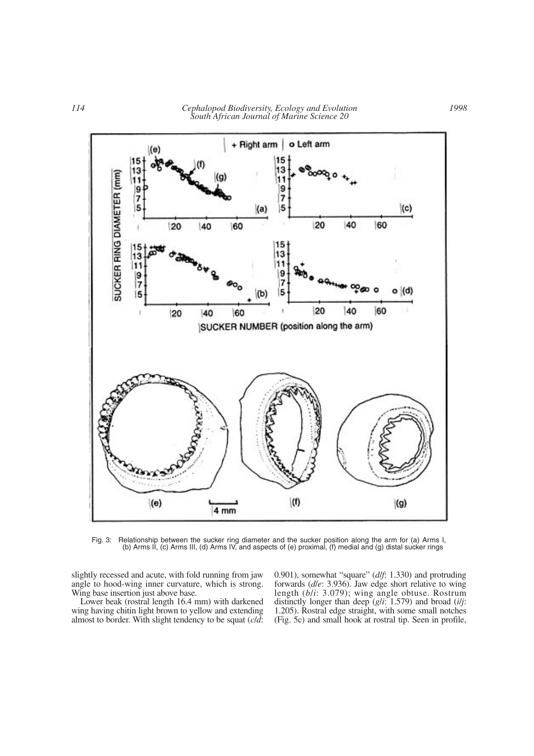Fig. 3: Relationship between the sucker ring diameter and the sucker position along the arm for (a) Arms I, (b) Arms II, (c) Arms III, (d) Arms IV, and aspects of (e) proximal, (f) medial and (g) distal sucker rings

slightly recessed and acute, with fold running from jaw angle to hood-wing inner curvature, which is strong. Wing base insertion just above base.

Lower beak (rostral length 16.4 mm) with darkened wing having chitin light brown to yellow and extending almost to border. With slight tendency to be squat (*c*/*d*: 0.901), somewhat "square" (*d*/*f*: 1.330) and protruding forwards (*d*/*e*: 3.936). Jaw edge short relative to wing length (*b*/*i*: 3.079); wing angle obtuse. Rostrum distinctly longer than deep (*g*/*i*: 1.579) and broad (*i*/*j*: 1.205). Rostral edge straight, with some small notches (Fig. 5c) and small hook at rostral tip. Seen in profile,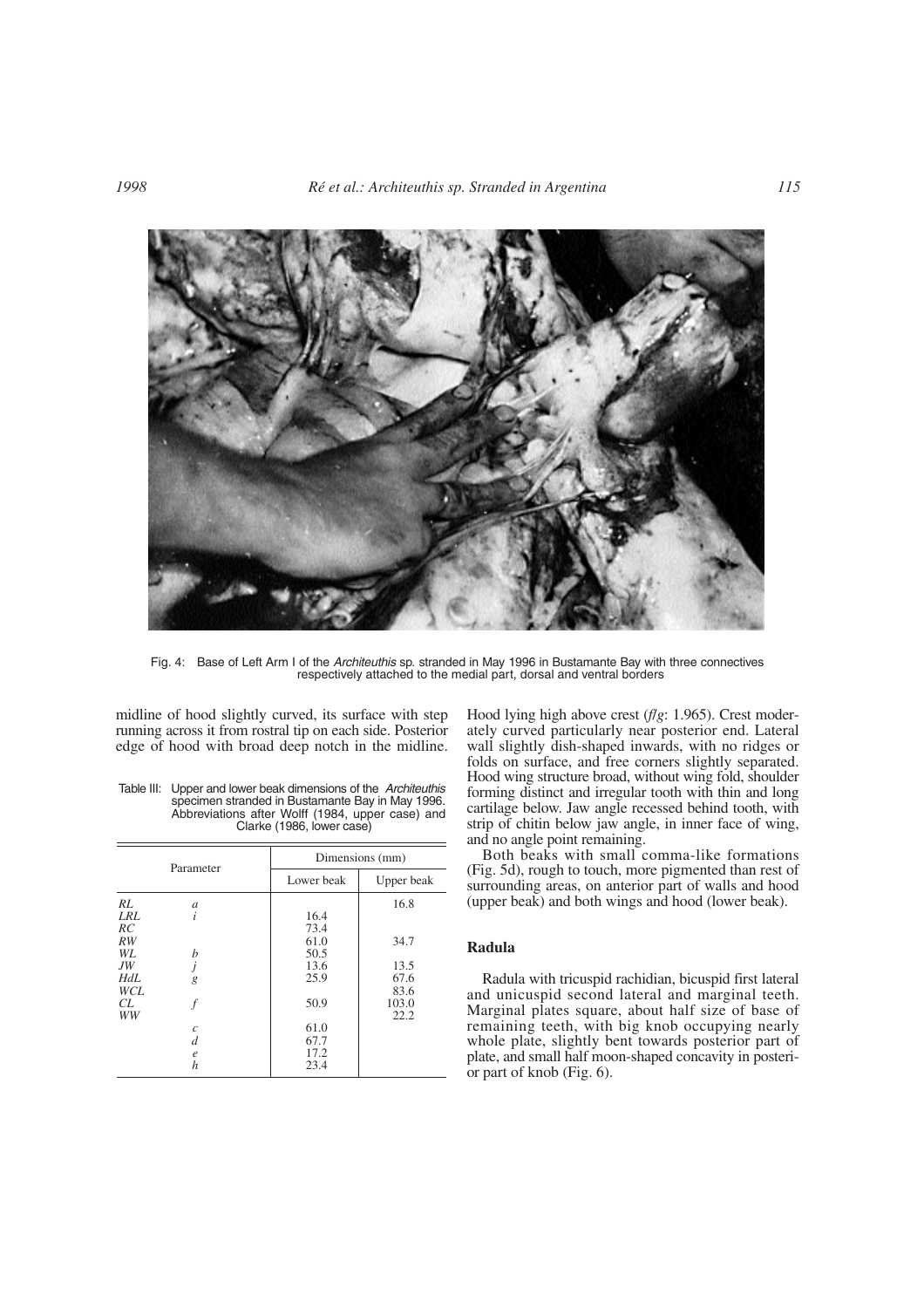Fig. 4: Base of Left Arm I of the *Architeuthis* sp. stranded in May 1996 in Bustamante Bay with three connectives respectively attached to the medial part, dorsal and ventral borders

midline of hood slightly curved, its surface with step running across it from rostral tip on each side. Posterior edge of hood with broad deep notch in the midline.

Table III: Upper and lower beak dimensions of the *Architeuthis* specimen stranded in Bustamante Bay in May 1996. Abbreviations after Wolff (1984, upper case) and Clarke (1986, lower case)

| Parameter | | Dimensions (mm) | |
|---|---|---|---|
| | | Lower beak | Upper beak |
| *RL* | *a* | | 16.8 |
| *LRL* | *i* | 16.4 | |
| *RC* | | 73.4 | |
| *RW* | | 61.0 | 34.7 |
| *WL* | *b* | 50.5 | |
| *JW* | *j* | 13.6 | 13.5 |
| *HdL* | *g* | 25.9 | 67.6 |
| *WCL* | | | 83.6 |
| *CL* | *f* | 50.9 | 103.0 |
| *WW* | | | 22.2 |
| | *c* | 61.0 | |
| | *d* | 67.7 | |
| | *e* | 17.2 | |
| | *h* | 23.4 | |

Hood lying high above crest (*f*/*g*: 1.965). Crest moderately curved particularly near posterior end. Lateral wall slightly dish-shaped inwards, with no ridges or folds on surface, and free corners slightly separated. Hood wing structure broad, without wing fold, shoulder forming distinct and irregular tooth with thin and long cartilage below. Jaw angle recessed behind tooth, with strip of chitin below jaw angle, in inner face of wing, and no angle point remaining.

Both beaks with small comma-like formations (Fig. 5d), rough to touch, more pigmented than rest of surrounding areas, on anterior part of walls and hood (upper beak) and both wings and hood (lower beak).

## Radula

Radula with tricuspid rachidian, bicuspid first lateral and unicuspid second lateral and marginal teeth. Marginal plates square, about half size of base of remaining teeth, with big knob occupying nearly whole plate, slightly bent towards posterior part of plate, and small half moon-shaped concavity in posterior part of knob (Fig. 6).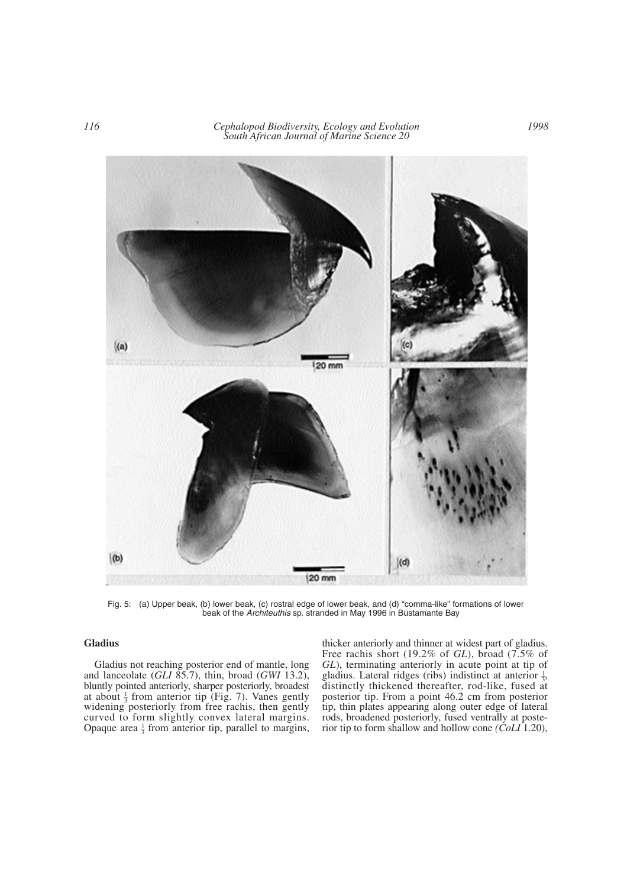Fig. 5: (a) Upper beak, (b) lower beak, (c) rostral edge of lower beak, and (d) "comma-like" formations of lower beak of the *Architeuthis* sp. stranded in May 1996 in Bustamante Bay

### Gladius

Gladius not reaching posterior end of mantle, long and lanceolate (*GLI* 85.7), thin, broad (*GWI* 13.2), bluntly pointed anteriorly, sharper posteriorly, broadest at about $\frac{1}{3}$ from anterior tip (Fig. 7). Vanes gently widening posteriorly from free rachis, then gently curved to form slightly convex lateral margins. Opaque area $\frac{1}{3}$ from anterior tip, parallel to margins, thicker anteriorly and thinner at widest part of gladius. Free rachis short (19.2% of *GL*), broad (7.5% of *GL*), terminating anteriorly in acute point at tip of gladius. Lateral ridges (ribs) indistinct at anterior $\frac{1}{3}$, distinctly thickened thereafter, rod-like, fused at posterior tip. From a point 46.2 cm from posterior tip, thin plates appearing along outer edge of lateral rods, broadened posteriorly, fused ventrally at posterior tip to form shallow and hollow cone *(CoLI* 1.20),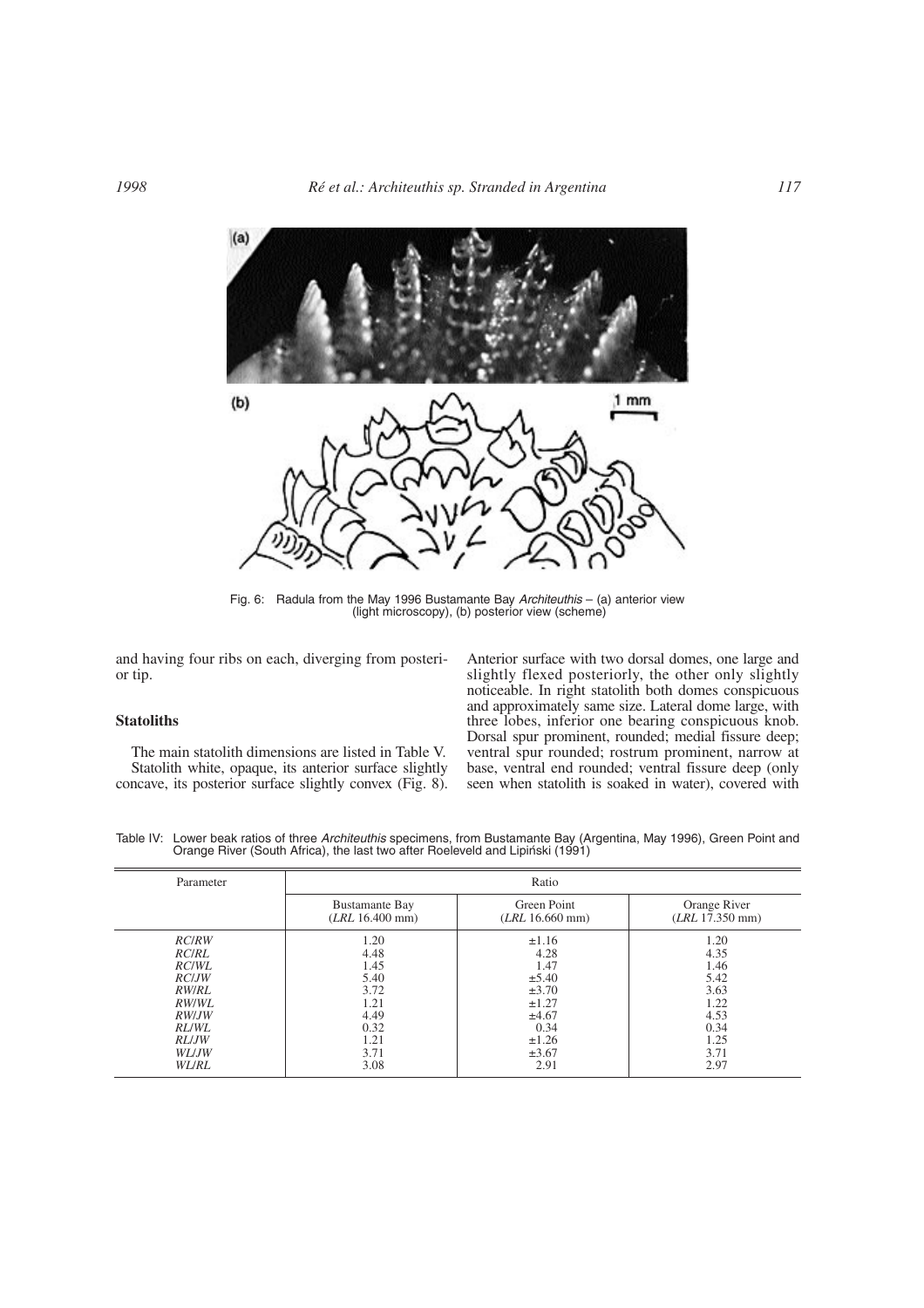Fig. 6: Radula from the May 1996 Bustamante Bay *Architeuthis* – (a) anterior view (light microscopy), (b) posterior view (scheme)

and having four ribs on each, diverging from posterior tip.

### Statoliths

The main statolith dimensions are listed in Table V.

Statolith white, opaque, its anterior surface slightly concave, its posterior surface slightly convex (Fig. 8). Anterior surface with two dorsal domes, one large and slightly flexed posteriorly, the other only slightly noticeable. In right statolith both domes conspicuous and approximately same size. Lateral dome large, with three lobes, inferior one bearing conspicuous knob. Dorsal spur prominent, rounded; medial fissure deep; ventral spur rounded; rostrum prominent, narrow at base, ventral end rounded; ventral fissure deep (only seen when statolith is soaked in water), covered with

Table IV: Lower beak ratios of three *Architeuthis* specimens, from Bustamante Bay (Argentina, May 1996), Green Point and Orange River (South Africa), the last two after Roeleveld and Lipiński (1991)

| Parameter | Ratio | | |
|---|---|---|---|
| | Bustamante Bay (*LRL* 16.400 mm) | Green Point (*LRL* 16.660 mm) | Orange River (*LRL* 17.350 mm) |
| *RC/RW* | 1.20 | ±1.16 | 1.20 |
| *RC/RL* | 4.48 | 4.28 | 4.35 |
| *RC/WL* | 1.45 | 1.47 | 1.46 |
| *RC/JW* | 5.40 | ±5.40 | 5.42 |
| *RW/RL* | 3.72 | ±3.70 | 3.63 |
| *RW/WL* | 1.21 | ±1.27 | 1.22 |
| *RW/JW* | 4.49 | ±4.67 | 4.53 |
| *RL/WL* | 0.32 | 0.34 | 0.34 |
| *RL/JW* | 1.21 | ±1.26 | 1.25 |
| *WL/JW* | 3.71 | ±3.67 | 3.71 |
| *WL/RL* | 3.08 | 2.91 | 2.97 |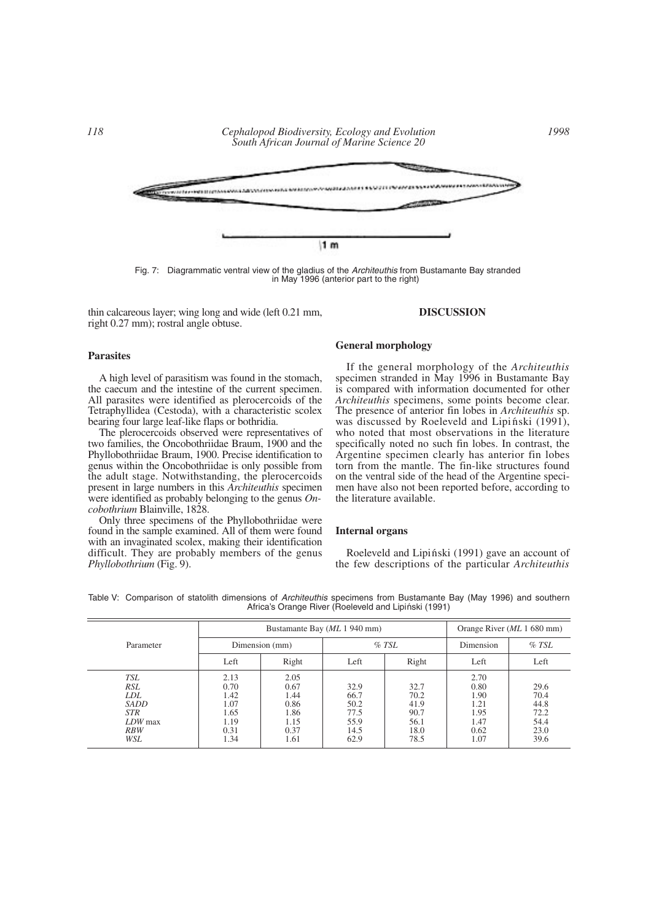Fig. 7: Diagrammatic ventral view of the gladius of the *Architeuthis* from Bustamante Bay stranded in May 1996 (anterior part to the right)

thin calcareous layer; wing long and wide (left 0.21 mm, right 0.27 mm); rostral angle obtuse.

### Parasites

A high level of parasitism was found in the stomach, the caecum and the intestine of the current specimen. All parasites were identified as plerocercoids of the Tetraphyllidea (Cestoda), with a characteristic scolex bearing four large leaf-like flaps or bothridia.

The plerocercoids observed were representatives of two families, the Oncobothriidae Braum, 1900 and the Phyllobothriidae Braum, 1900. Precise identification to genus within the Oncobothriidae is only possible from the adult stage. Notwithstanding, the plerocercoids present in large numbers in this *Architeuthis* specimen were identified as probably belonging to the genus *Oncobothrium* Blainville, 1828.

Only three specimens of the Phyllobothriidae were found in the sample examined. All of them were found with an invaginated scolex, making their identification difficult. They are probably members of the genus *Phyllobothrium* (Fig. 9).

## DISCUSSION

### General morphology

If the general morphology of the *Architeuthis* specimen stranded in May 1996 in Bustamante Bay is compared with information documented for other *Architeuthis* specimens, some points become clear. The presence of anterior fin lobes in *Architeuthis* sp. was discussed by Roeleveld and Lipiński (1991), who noted that most observations in the literature specifically noted no such fin lobes. In contrast, the Argentine specimen clearly has anterior fin lobes torn from the mantle. The fin-like structures found on the ventral side of the head of the Argentine specimen have also not been reported before, according to the literature available.

### Internal organs

Roeleveld and Lipiński (1991) gave an account of the few descriptions of the particular *Architeuthis*

Table V: Comparison of statolith dimensions of *Architeuthis* specimens from Bustamante Bay (May 1996) and southern Africa's Orange River (Roeleveld and Lipiński (1991)

| Parameter | Bustamante Bay (*ML* 1 940 mm) | | | | Orange River (*ML* 1 680 mm) | |
|---|---|---|---|---|---|---|
| | Dimension (mm) | | % *TSL* | | Dimension | % *TSL* |
| | Left | Right | Left | Right | Left | Left |
| *TSL* | 2.13 | 2.05 | | | 2.70 | |
| *RSL* | 0.70 | 0.67 | 32.9 | 32.7 | 0.80 | 29.6 |
| *LDL* | 1.42 | 1.44 | 66.7 | 70.2 | 1.90 | 70.4 |
| *SADD* | 1.07 | 0.86 | 50.2 | 41.9 | 1.21 | 44.8 |
| *STR* | 1.65 | 1.86 | 77.5 | 90.7 | 1.95 | 72.2 |
| *LDW* max | 1.19 | 1.15 | 55.9 | 56.1 | 1.47 | 54.4 |
| *RBW* | 0.31 | 0.37 | 14.5 | 18.0 | 0.62 | 23.0 |
| *WSL* | 1.34 | 1.61 | 62.9 | 78.5 | 1.07 | 39.6 |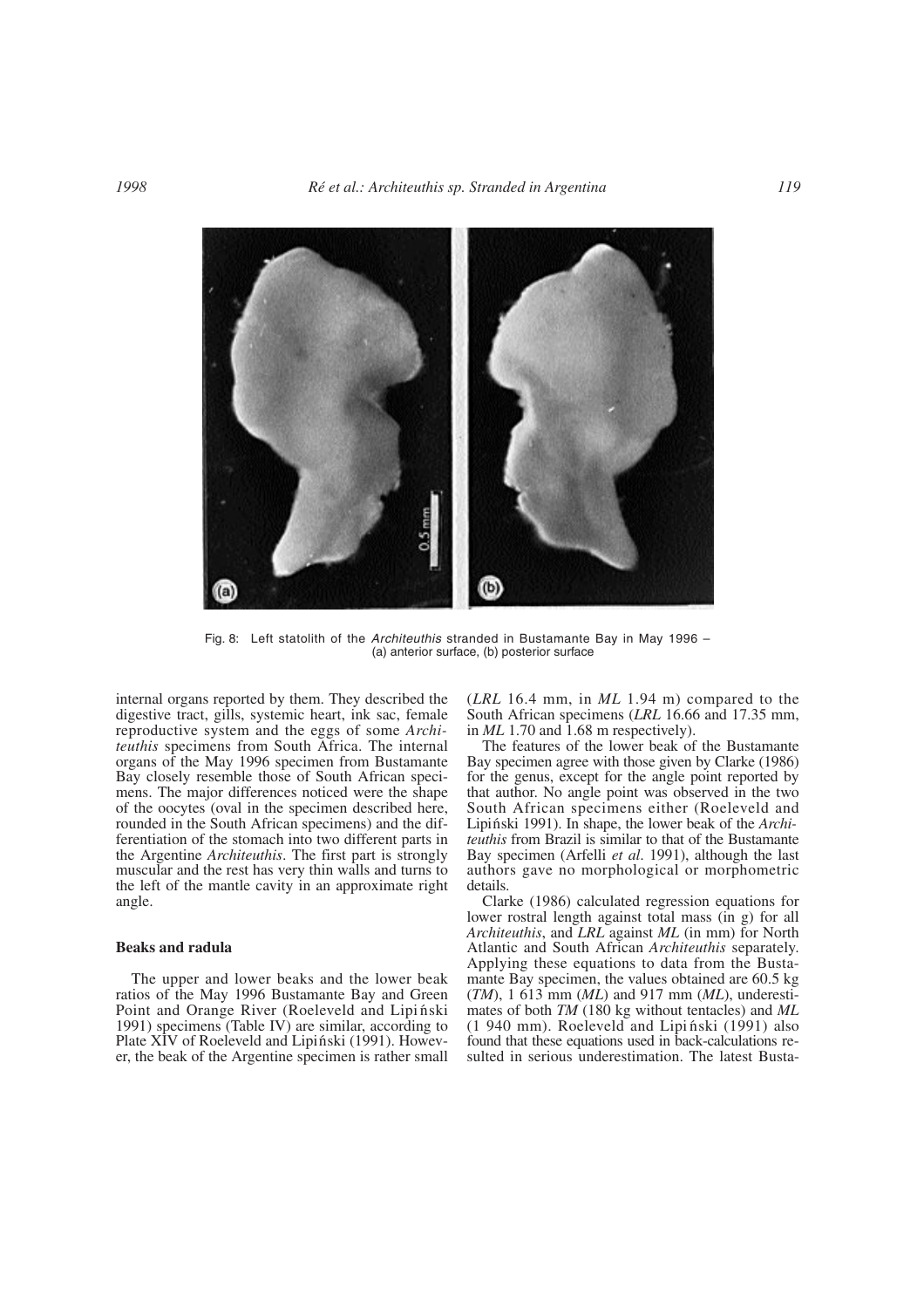Fig. 8: Left statolith of the *Architeuthis* stranded in Bustamante Bay in May 1996 – (a) anterior surface, (b) posterior surface

internal organs reported by them. They described the digestive tract, gills, systemic heart, ink sac, female reproductive system and the eggs of some *Architeuthis* specimens from South Africa. The internal organs of the May 1996 specimen from Bustamante Bay closely resemble those of South African specimens. The major differences noticed were the shape of the oocytes (oval in the specimen described here, rounded in the South African specimens) and the differentiation of the stomach into two different parts in the Argentine *Architeuthis*. The first part is strongly muscular and the rest has very thin walls and turns to the left of the mantle cavity in an approximate right angle.

### Beaks and radula

The upper and lower beaks and the lower beak ratios of the May 1996 Bustamante Bay and Green Point and Orange River (Roeleveld and Lipiński 1991) specimens (Table IV) are similar, according to Plate XIV of Roeleveld and Lipiński (1991). However, the beak of the Argentine specimen is rather small (*LRL* 16.4 mm, in *ML* 1.94 m) compared to the South African specimens (*LRL* 16.66 and 17.35 mm, in *ML* 1.70 and 1.68 m respectively).

The features of the lower beak of the Bustamante Bay specimen agree with those given by Clarke (1986) for the genus, except for the angle point reported by that author. No angle point was observed in the two South African specimens either (Roeleveld and Lipiński 1991). In shape, the lower beak of the *Architeuthis* from Brazil is similar to that of the Bustamante Bay specimen (Arfelli *et al*. 1991), although the last authors gave no morphological or morphometric details.

Clarke (1986) calculated regression equations for lower rostral length against total mass (in g) for all *Architeuthis*, and *LRL* against *ML* (in mm) for North Atlantic and South African *Architeuthis* separately. Applying these equations to data from the Bustamante Bay specimen, the values obtained are 60.5 kg (*TM*), 1 613 mm (*ML*) and 917 mm (*ML*), underestimates of both *TM* (180 kg without tentacles) and *ML* (1 940 mm). Roeleveld and Lipiński (1991) also found that these equations used in back-calculations resulted in serious underestimation. The latest Busta-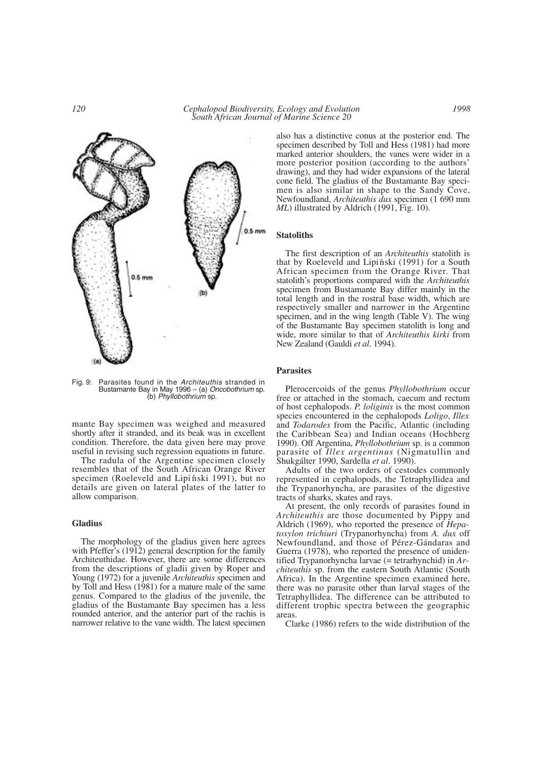Fig. 9: Parasites found in the *Architeuthis* stranded in Bustamante Bay in May 1996 – (a) *Oncobothrium* sp. (b) *Phyllobothrium* sp.

mante Bay specimen was weighed and measured shortly after it stranded, and its beak was in excellent condition. Therefore, the data given here may prove useful in revising such regression equations in future.

The radula of the Argentine specimen closely resembles that of the South African Orange River specimen (Roeleveld and Lipiński 1991), but no details are given on lateral plates of the latter to allow comparison.

### Gladius

The morphology of the gladius given here agrees with Pfeffer's (1912) general description for the family Architeuthidae. However, there are some differences from the descriptions of gladii given by Roper and Young (1972) for a juvenile *Architeuthis* specimen and by Toll and Hess (1981) for a mature male of the same genus. Compared to the gladius of the juvenile, the gladius of the Bustamante Bay specimen has a less rounded anterior, and the anterior part of the rachis is narrower relative to the vane width. The latest specimen also has a distinctive conus at the posterior end. The specimen described by Toll and Hess (1981) had more marked anterior shoulders, the vanes were wider in a more posterior position (according to the authors' drawing), and they had wider expansions of the lateral cone field. The gladius of the Bustamante Bay specimen is also similar in shape to the Sandy Cove, Newfoundland, *Architeuthis dux* specimen (1 690 mm *ML*) illustrated by Aldrich (1991, Fig. 10).

### Statoliths

The first description of an *Architeuthis* statolith is that by Roeleveld and Lipiński (1991) for a South African specimen from the Orange River. That statolith's proportions compared with the *Architeuthis* specimen from Bustamante Bay differ mainly in the total length and in the rostral base width, which are respectively smaller and narrower in the Argentine specimen, and in the wing length (Table V). The wing of the Bustamante Bay specimen statolith is long and wide, more similar to that of *Architeuthis kirki* from New Zealand (Gauldi *et al*. 1994).

### Parasites

Plerocercoids of the genus *Phyllobothrium* occur free or attached in the stomach, caecum and rectum of host cephalopods. *P. loliginis* is the most common species encountered in the cephalopods *Loligo*, *Illex* and *Todarodes* from the Pacific, Atlantic (including the Caribbean Sea) and Indian oceans (Hochberg 1990). Off Argentina, *Phyllobothrium* sp. is a common parasite of *Illex argentinus* (Nigmatullin and Shukgálter 1990, Sardella *et al*. 1990).

Adults of the two orders of cestodes commonly represented in cephalopods, the Tetraphyllidea and the Trypanorhyncha, are parasites of the digestive tracts of sharks, skates and rays.

At present, the only records of parasites found in *Architeuthis* are those documented by Pippy and Aldrich (1969), who reported the presence of *Hepatoxylon trichiuri* (Trypanorhyncha) from *A. dux* off Newfoundland, and those of Pérez-Gándaras and Guerra (1978), who reported the presence of unidentified Trypanorhyncha larvae (= tetrarhynchid) in *Architeuthis* sp. from the eastern South Atlantic (South Africa). In the Argentine specimen examined here, there was no parasite other than larval stages of the Tetraphyllidea. The difference can be attributed to different trophic spectra between the geographic areas.

Clarke (1986) refers to the wide distribution of the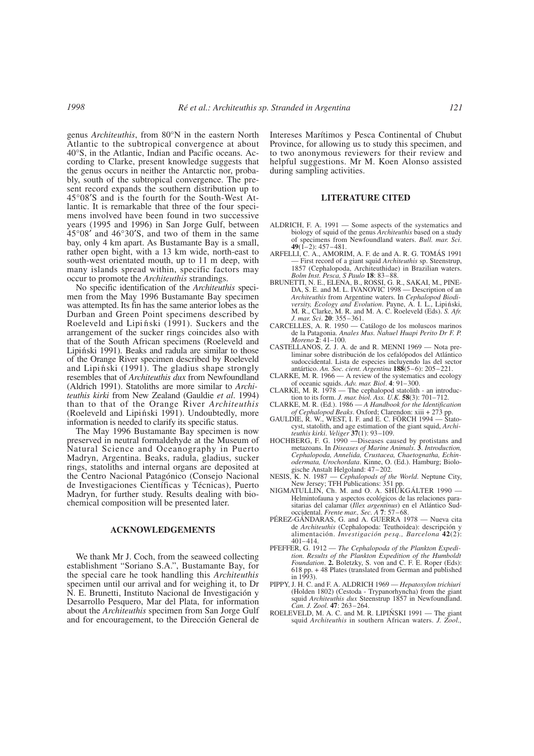genus *Architeuthis*, from 80°N in the eastern North Atlantic to the subtropical convergence at about 40°S, in the Atlantic, Indian and Pacific oceans. According to Clarke, present knowledge suggests that the genus occurs in neither the Antarctic nor, probably, south of the subtropical convergence. The present record expands the southern distribution up to 45°08′S and is the fourth for the South-West Atlantic. It is remarkable that three of the four specimens involved have been found in two successive years (1995 and 1996) in San Jorge Gulf, between 45°08′ and 46°30′S, and two of them in the same bay, only 4 km apart. As Bustamante Bay is a small, rather open bight, with a 13 km wide, north-east to south-west orientated mouth, up to 11 m deep, with many islands spread within, specific factors may occur to promote the *Architeuthis* strandings.

No specific identification of the *Architeuthis* specimen from the May 1996 Bustamante Bay specimen was attempted. Its fin has the same anterior lobes as the Durban and Green Point specimens described by Roeleveld and Lipiński (1991). Suckers and the arrangement of the sucker rings coincides also with that of the South African specimens (Roeleveld and Lipiński 1991). Beaks and radula are similar to those of the Orange River specimen described by Roeleveld and Lipiński (1991). The gladius shape strongly resembles that of *Architeuthis dux* from Newfoundland (Aldrich 1991). Statoliths are more similar to *Architeuthis kirki* from New Zealand (Gauldie *et al*. 1994) than to that of the Orange River *Architeuthis* (Roeleveld and Lipiński 1991). Undoubtedly, more information is needed to clarify its specific status.

The May 1996 Bustamante Bay specimen is now preserved in neutral formaldehyde at the Museum of Natural Science and Oceanography in Puerto Madryn, Argentina. Beaks, radula, gladius, sucker rings, statoliths and internal organs are deposited at the Centro Nacional Patagónico (Consejo Nacional de Investigaciones Científicas y Técnicas), Puerto Madryn, for further study. Results dealing with biochemical composition will be presented later.

## ACKNOWLEDGEMENTS

We thank Mr J. Coch, from the seaweed collecting establishment "Soriano S.A.", Bustamante Bay, for the special care he took handling this *Architeuthis* specimen until our arrival and for weighing it, to Dr N. E. Brunetti, Instituto Nacional de Investigación y Desarrollo Pesquero, Mar del Plata, for information about the *Architeuthis* specimen from San Jorge Gulf and for encouragement, to the Dirección General de Intereses Marítimos y Pesca Continental of Chubut Province, for allowing us to study this specimen, and to two anonymous reviewers for their review and helpful suggestions. Mr M. Koen Alonso assisted during sampling activities.

## LITERATURE CITED

ALDRICH, F. A. 1991 — Some aspects of the systematics and biology of squid of the genus *Architeuthis* based on a study of specimens from Newfoundland waters. *Bull. mar. Sci*. **49**(1–2): 457–481.

ARFELLI, C. A., AMORIM, A. F. de and A. R. G. TOMÁS 1991 — First record of a giant squid *Architeuthis* sp. Steenstrup, 1857 (Cephalopoda, Architeuthidae) in Brazilian waters. *Bolm Inst. Pesca, S Paulo* **18**: 83–88.

BRUNETTI, N. E., ELENA, B., ROSSI, G. R., SAKAI, M., PINEDA, S. E. and M. L. IVANOVIC 1998 — Description of an *Architeuthis* from Argentine waters. In *Cephalopod Biodiversity, Ecology and Evolution*. Payne, A. I. L., Lipiński, M. R., Clarke, M. R. and M. A. C. Roeleveld (Eds). *S. Afr. J. mar. Sci*. **20**: 355–361.

CARCELLES, A. R. 1950 — Catálogo de los moluscos marinos de la Patagonia. *Anales Mus. Nahuel Huapi Perito Dr F. P. Moreno* **2**: 41–100.

CASTELLANOS, Z. J. A. de and R. MENNI 1969 — Nota preliminar sobre distribución de los cefalópodos del Atlántico sudoccidental. Lista de especies incluyendo las del sector antártico. *An. Soc. cient. Argentina* **188**(5–6): 205–221.

CLARKE, M. R. 1966 — A review of the systematics and ecology of oceanic squids. *Adv. mar. Biol*. **4**: 91–300.

CLARKE, M. R. 1978 — The cephalopod statolith - an introduction to its form. *J. mar. biol. Ass. U.K.* **58**(3): 701–712.

CLARKE, M. R. (Ed.). 1986 — *A Handbook for the Identification of Cephalopod Beaks*. Oxford; Clarendon: xiii + 273 pp.

GAULDIE, R. W., WEST, I. F. and E. C. FÖRCH 1994 — Statocyst, statolith, and age estimation of the giant squid, *Architeuthis kirki*. *Veliger* **37**(1): 93–109.

HOCHBERG, F. G. 1990 —Diseases caused by protistans and metazoans. In *Diseases of Marine Animals*. **3**. *Introduction, Cephalopoda, Annelida, Crustacea, Chaetognatha, Echinodermata, Urochordata*. Kinne, O. (Ed.). Hamburg; Biologische Anstalt Helgoland: 47–202.

NESIS, K. N. 1987 — *Cephalopods of the World*. Neptune City, New Jersey; TFH Publications: 351 pp.

NIGMATULLIN, Ch. M. and O. A. SHUKGÁLTER 1990 — Helmintofauna y aspectos ecológicos de las relaciones parasitarias del calamar (*Illex argentinus*) en el Atlántico Sudoccidental. *Frente mar., Sec. A* **7**: 57–68.

PÉREZ-GÁNDARAS, G. and A. GUERRA 1978 — Nueva cita de *Architeuthis* (Cephalopoda: Teuthoidea): descripción y alimentación. *Investigación pesq., Barcelona* **42**(2): 401–414.

PFEFFER, G. 1912 — *The Cephalopoda of the Plankton Expedition. Results of the Plankton Expedition of the Humboldt Foundation*. **2.** Boletzky, S. von and C. F. E. Roper (Eds): 618 pp. + 48 Plates (translated from German and published in 1993).

PIPPY, J. H. C. and F. A. ALDRICH 1969 — *Hepatoxylon trichiuri* (Holden 1802) (Cestoda - Trypanorhyncha) from the giant squid *Architeuthis dux* Steenstrup 1857 in Newfoundland. *Can. J. Zool.* **47**: 263–264.

ROELEVELD, M. A. C. and M. R. LIPIŃSKI 1991 — The giant squid *Architeuthis* in southern African waters. *J. Zool.,*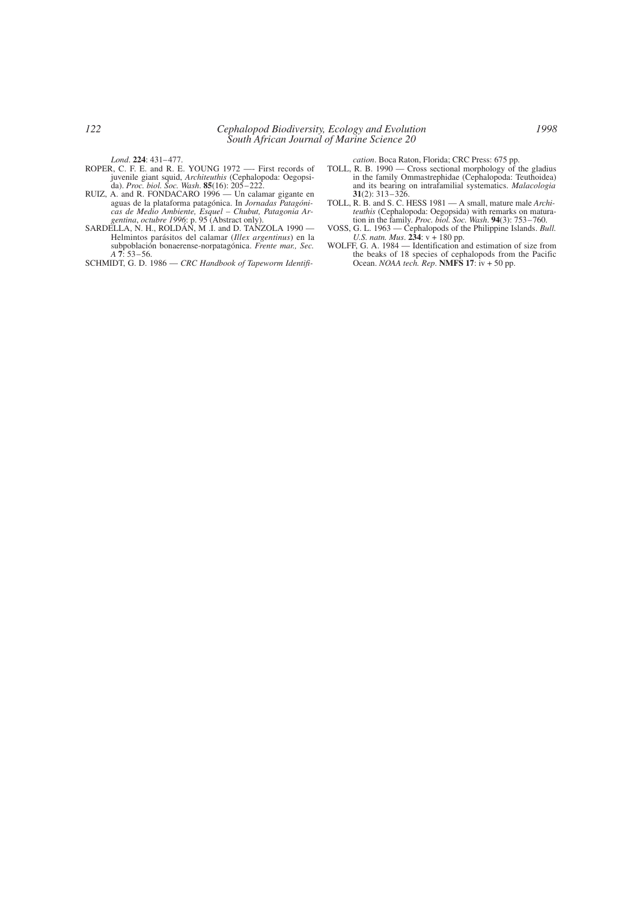*Lond*. **224**: 431–477.

ROPER, C. F. E. and R. E. YOUNG 1972 —- First records of juvenile giant squid, *Architeuthis* (Cephalopoda: Oegopsida). *Proc. biol. Soc. Wash*. **85**(16): 205–222.

RUIZ, A. and R. FONDACARO 1996 — Un calamar gigante en aguas de la plataforma patagónica. In *Jornadas Patagónicas de Medio Ambiente, Esquel – Chubut, Patagonia Argentina*, *octubre 1996*: p. 95 (Abstract only).

SARDELLA, N. H., ROLDÁN, M .I. and D. TANZOLA 1990 — Helmintos parásitos del calamar (*Illex argentinus*) en la subpoblación bonaerense-norpatagónica. *Frente mar., Sec. A* **7**: 53–56.

SCHMIDT, G. D. 1986 — *CRC Handbook of Tapeworm Identification*. Boca Raton, Florida; CRC Press: 675 pp.

TOLL, R. B. 1990 — Cross sectional morphology of the gladius in the family Ommastrephidae (Cephalopoda: Teuthoidea) and its bearing on intrafamilial systematics. *Malacologia* **31**(2): 313–326.

TOLL, R. B. and S. C. HESS 1981 — A small, mature male *Architeuthis* (Cephalopoda: Oegopsida) with remarks on maturation in the family. *Proc. biol. Soc. Wash*. **94**(3): 753–760.

VOSS, G. L. 1963 — Cephalopods of the Philippine Islands. *Bull. U.S. natn. Mus*. **234**: v + 180 pp.

WOLFF, G. A. 1984 — Identification and estimation of size from the beaks of 18 species of cephalopods from the Pacific Ocean. *NOAA tech. Rep*. **NMFS 17**: iv + 50 pp.